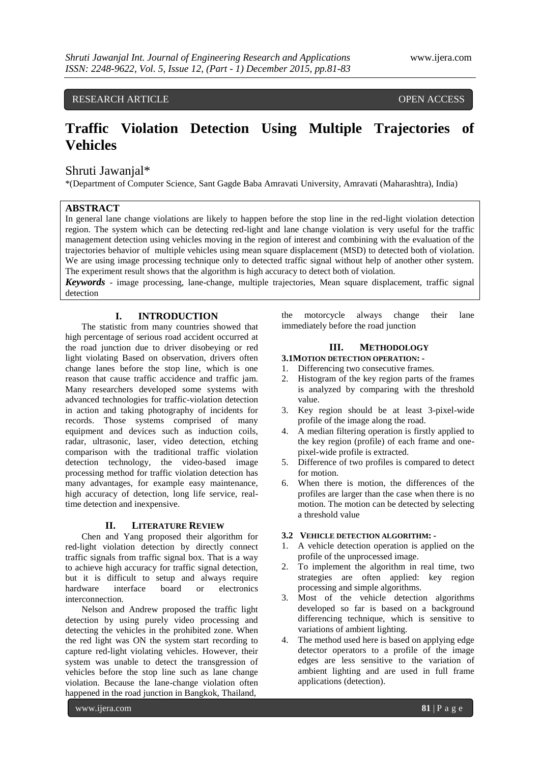RESEARCH ARTICLE OPEN ACCESS

# Traffic Violation Detection Using Multiple Trajectories of Vehicles

Shruti Jawanjal*

*(Department of Computer Science, Sant Gagde Baba Amravati University, Amravati (Maharashtra), India)

## ABSTRACT

In general lane change violations are likely to happen before the stop line in the red-light violation detection region. The system which can be detecting red-light and lane change violation is very useful for the traffic management detection using vehicles moving in the region of interest and combining with the evaluation of the trajectories behavior of multiple vehicles using mean square displacement (MSD) to detected both of violation. We are using image processing technique only to detected traffic signal without help of another other system. The experiment result shows that the algorithm is high accuracy to detect both of violation.

***Keywords*** - image processing, lane-change, multiple trajectories, Mean square displacement, traffic signal detection

## I. INTRODUCTION

The statistic from many countries showed that high percentage of serious road accident occurred at the road junction due to driver disobeying or red light violating Based on observation, drivers often change lanes before the stop line, which is one reason that cause traffic accident and traffic jam. Many researchers developed some systems with advanced technologies for traffic-violation detection in action and taking photography of incidents for records. Those systems comprised of many equipment and devices such as induction coils, radar, ultrasonic, laser, video detection, etching comparison with the traditional traffic violation detection technology, the video-based image processing method for traffic violation detection has many advantages, for example easy maintenance, high accuracy of detection, long life service, real-time detection and inexpensive.

## II. LITERATURE REVIEW

Chen and Yang proposed their algorithm for red-light violation detection by directly connect traffic signals from traffic signal box. That is a way to achieve high accuracy for traffic signal detection, but it is difficult to setup and always require hardware interface board or electronics interconnection.

Nelson and Andrew proposed the traffic light detection by using purely video processing and detecting the vehicles in the prohibited zone. When the red light was ON the system start recording to capture red-light violating vehicles. However, their system was unable to detect the transgression of vehicles before the stop line such as lane change violation. Because the lane-change violation often happened in the road junction in Bangkok, Thailand, the motorcycle always change their lane immediately before the road junction

## III. METHODOLOGY

### 3.1 MOTION DETECTION OPERATION: -

1. Differencing two consecutive frames.
2. Histogram of the key region parts of the frames is analyzed by comparing with the threshold value.
3. Key region should be at least 3-pixel-wide profile of the image along the road.
4. A median filtering operation is firstly applied to the key region (profile) of each frame and one-pixel-wide profile is extracted.
5. Difference of two profiles is compared to detect for motion.
6. When there is motion, the differences of the profiles are larger than the case when there is no motion. The motion can be detected by selecting a threshold value

### 3.2 VEHICLE DETECTION ALGORITHM: -

1. A vehicle detection operation is applied on the profile of the unprocessed image.
2. To implement the algorithm in real time, two strategies are often applied: key region processing and simple algorithms.
3. Most of the vehicle detection algorithms developed so far is based on a background differencing technique, which is sensitive to variations of ambient lighting.
4. The method used here is based on applying edge detector operators to a profile of the image edges are less sensitive to the variation of ambient lighting and are used in full frame applications (detection).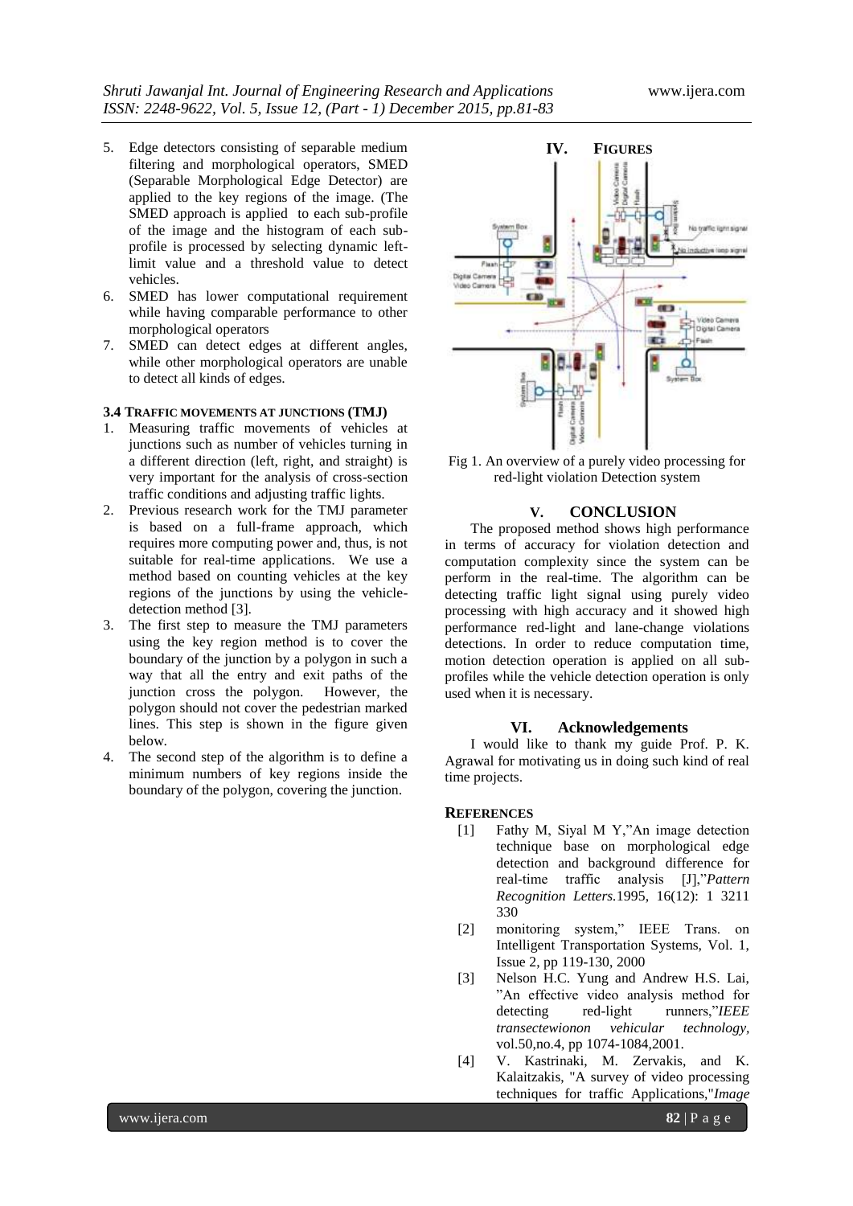5. Edge detectors consisting of separable medium filtering and morphological operators, SMED (Separable Morphological Edge Detector) are applied to the key regions of the image. (The SMED approach is applied to each sub-profile of the image and the histogram of each sub-profile is processed by selecting dynamic left-limit value and a threshold value to detect vehicles.
6. SMED has lower computational requirement while having comparable performance to other morphological operators
7. SMED can detect edges at different angles, while other morphological operators are unable to detect all kinds of edges.

### 3.4 TRAFFIC MOVEMENTS AT JUNCTIONS (TMJ)

1. Measuring traffic movements of vehicles at junctions such as number of vehicles turning in a different direction (left, right, and straight) is very important for the analysis of cross-section traffic conditions and adjusting traffic lights.
2. Previous research work for the TMJ parameter is based on a full-frame approach, which requires more computing power and, thus, is not suitable for real-time applications. We use a method based on counting vehicles at the key regions of the junctions by using the vehicle-detection method [3].
3. The first step to measure the TMJ parameters using the key region method is to cover the boundary of the junction by a polygon in such a way that all the entry and exit paths of the junction cross the polygon. However, the polygon should not cover the pedestrian marked lines. This step is shown in the figure given below.
4. The second step of the algorithm is to define a minimum numbers of key regions inside the boundary of the polygon, covering the junction.

## IV. FIGURES

Fig 1. An overview of a purely video processing for red-light violation Detection system

## V. CONCLUSION

The proposed method shows high performance in terms of accuracy for violation detection and computation complexity since the system can be perform in the real-time. The algorithm can be detecting traffic light signal using purely video processing with high accuracy and it showed high performance red-light and lane-change violations detections. In order to reduce computation time, motion detection operation is applied on all sub-profiles while the vehicle detection operation is only used when it is necessary.

## VI. Acknowledgements

I would like to thank my guide Prof. P. K. Agrawal for motivating us in doing such kind of real time projects.

## REFERENCES

[1] Fathy M, Siyal M Y,"An image detection technique base on morphological edge detection and background difference for real-time traffic analysis [J],"*Pattern Recognition Letters*.1995, 16(12): 1 3211 330

[2] monitoring system," IEEE Trans. on Intelligent Transportation Systems, Vol. 1, Issue 2, pp 119-130, 2000

[3] Nelson H.C. Yung and Andrew H.S. Lai, "An effective video analysis method for detecting red-light runners,"*IEEE transectewionon vehicular technology*, vol.50,no.4, pp 1074-1084,2001.

[4] V. Kastrinaki, M. Zervakis, and K. Kalaitzakis, "A survey of video processing techniques for traffic Applications,"*Image*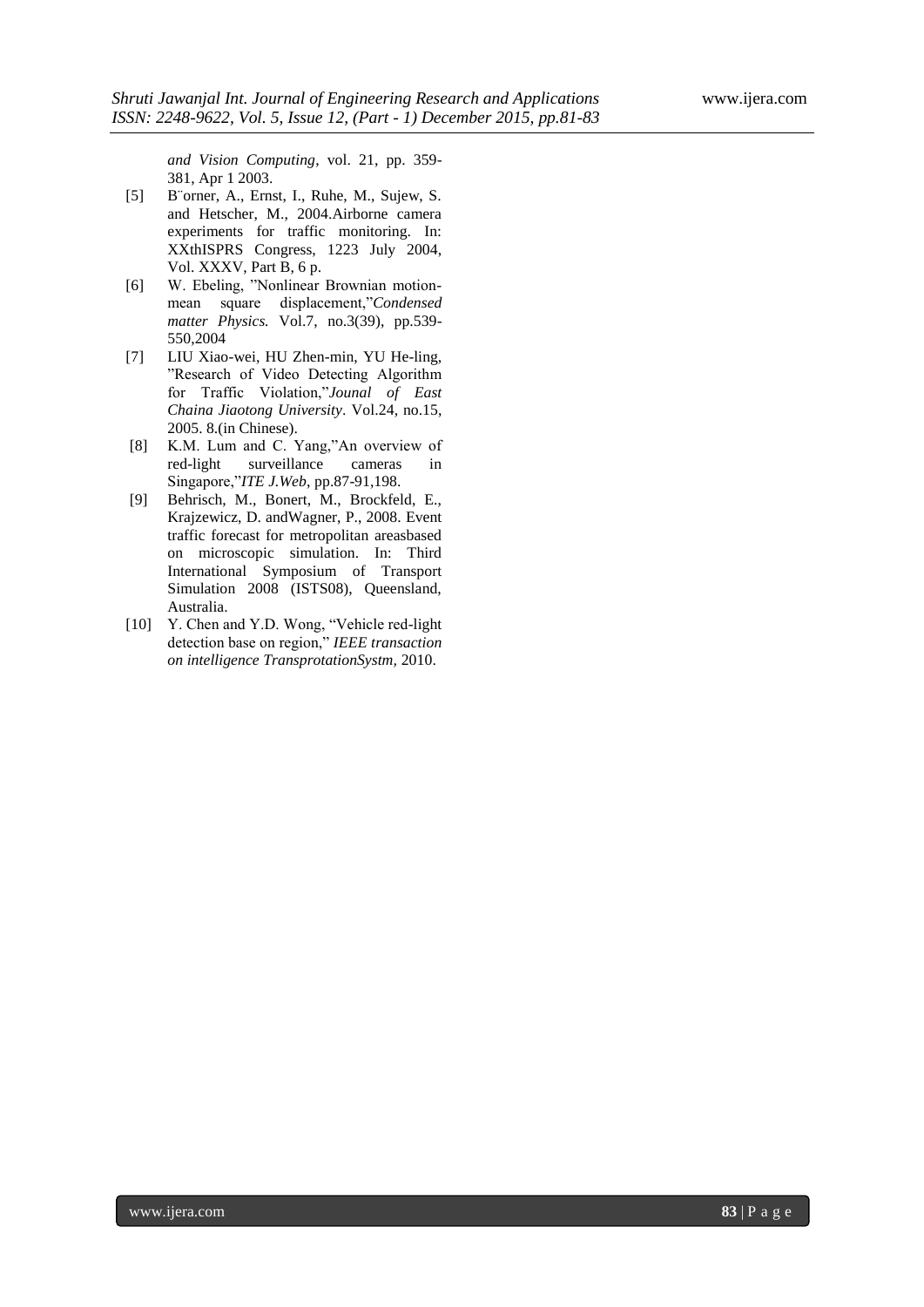*and Vision Computing*, vol. 21, pp. 359-381, Apr 1 2003.

[5] B¨orner, A., Ernst, I., Ruhe, M., Sujew, S. and Hetscher, M., 2004.Airborne camera experiments for traffic monitoring. In: XXthISPRS Congress, 1223 July 2004, Vol. XXXV, Part B, 6 p.

[6] W. Ebeling, "Nonlinear Brownian motion-mean square displacement,"*Condensed matter Physics.* Vol.7, no.3(39), pp.539-550,2004

[7] LIU Xiao-wei, HU Zhen-min, YU He-ling, "Research of Video Detecting Algorithm for Traffic Violation,"*Jounal of East Chaina Jiaotong University*. Vol.24, no.15, 2005. 8.(in Chinese).

[8] K.M. Lum and C. Yang,"An overview of red-light surveillance cameras in Singapore,"*ITE J.Web*, pp.87-91,198.

[9] Behrisch, M., Bonert, M., Brockfeld, E., Krajzewicz, D. andWagner, P., 2008. Event traffic forecast for metropolitan areasbased on microscopic simulation. In: Third International Symposium of Transport Simulation 2008 (ISTS08), Queensland, Australia.

[10] Y. Chen and Y.D. Wong, "Vehicle red-light detection base on region," *IEEE transaction on intelligence TransprotationSystm,* 2010.